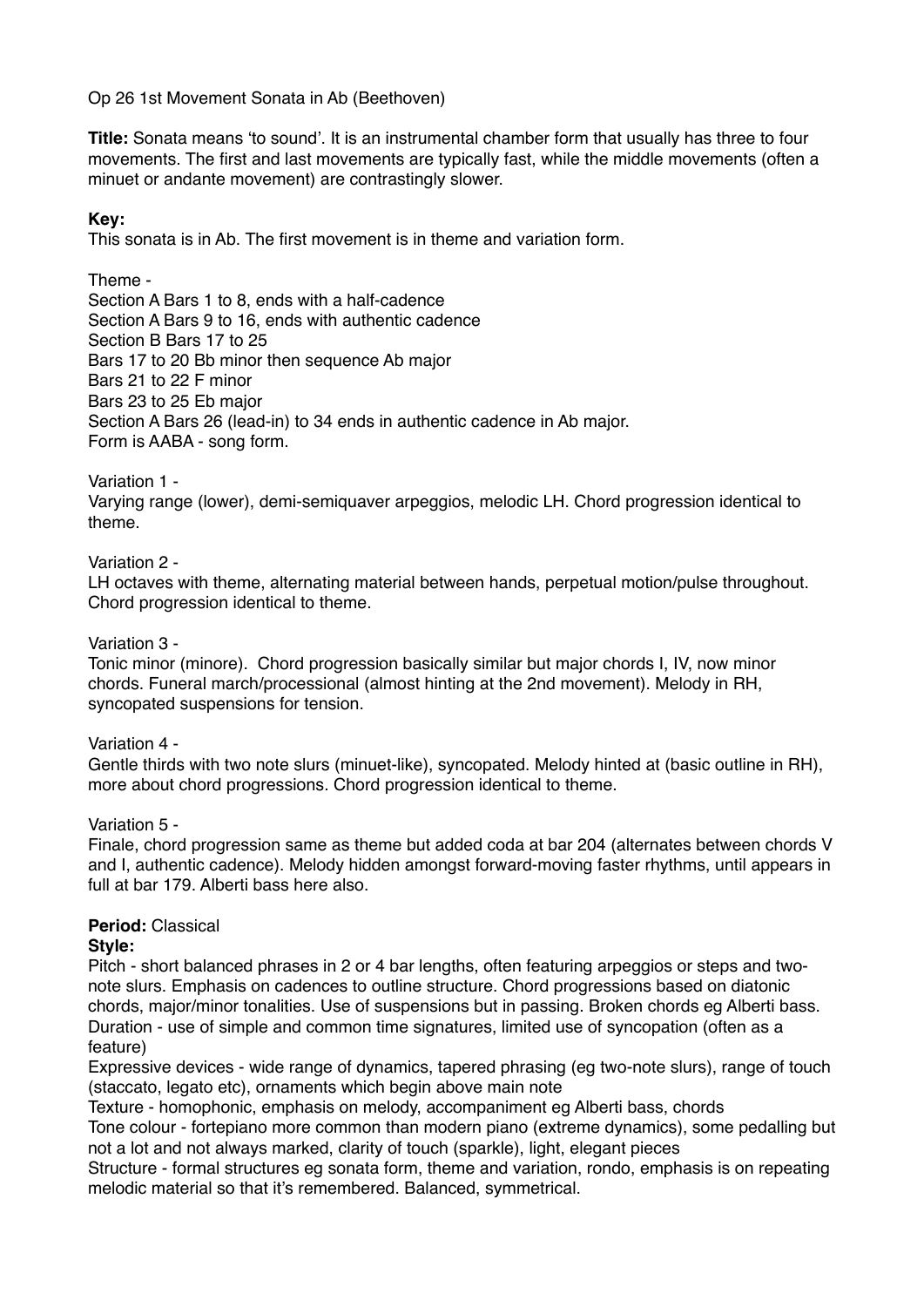Op 26 1st Movement Sonata in Ab (Beethoven)

**Title:** Sonata means 'to sound'. It is an instrumental chamber form that usually has three to four movements. The first and last movements are typically fast, while the middle movements (often a minuet or andante movement) are contrastingly slower.

**Key:**
This sonata is in Ab. The first movement is in theme and variation form.

Theme -
Section A Bars 1 to 8, ends with a half-cadence
Section A Bars 9 to 16, ends with authentic cadence
Section B Bars 17 to 25
Bars 17 to 20 Bb minor then sequence Ab major
Bars 21 to 22 F minor
Bars 23 to 25 Eb major
Section A Bars 26 (lead-in) to 34 ends in authentic cadence in Ab major.
Form is AABA - song form.

Variation 1 -
Varying range (lower), demi-semiquaver arpeggios, melodic LH. Chord progression identical to theme.

Variation 2 -
LH octaves with theme, alternating material between hands, perpetual motion/pulse throughout. Chord progression identical to theme.

Variation 3 -
Tonic minor (minore). Chord progression basically similar but major chords I, IV, now minor chords. Funeral march/processional (almost hinting at the 2nd movement). Melody in RH, syncopated suspensions for tension.

Variation 4 -
Gentle thirds with two note slurs (minuet-like), syncopated. Melody hinted at (basic outline in RH), more about chord progressions. Chord progression identical to theme.

Variation 5 -
Finale, chord progression same as theme but added coda at bar 204 (alternates between chords V and I, authentic cadence). Melody hidden amongst forward-moving faster rhythms, until appears in full at bar 179. Alberti bass here also.

**Period:** Classical
**Style:**
Pitch - short balanced phrases in 2 or 4 bar lengths, often featuring arpeggios or steps and two-note slurs. Emphasis on cadences to outline structure. Chord progressions based on diatonic chords, major/minor tonalities. Use of suspensions but in passing. Broken chords eg Alberti bass.
Duration - use of simple and common time signatures, limited use of syncopation (often as a feature)
Expressive devices - wide range of dynamics, tapered phrasing (eg two-note slurs), range of touch (staccato, legato etc), ornaments which begin above main note
Texture - homophonic, emphasis on melody, accompaniment eg Alberti bass, chords
Tone colour - fortepiano more common than modern piano (extreme dynamics), some pedalling but not a lot and not always marked, clarity of touch (sparkle), light, elegant pieces
Structure - formal structures eg sonata form, theme and variation, rondo, emphasis is on repeating melodic material so that it's remembered. Balanced, symmetrical.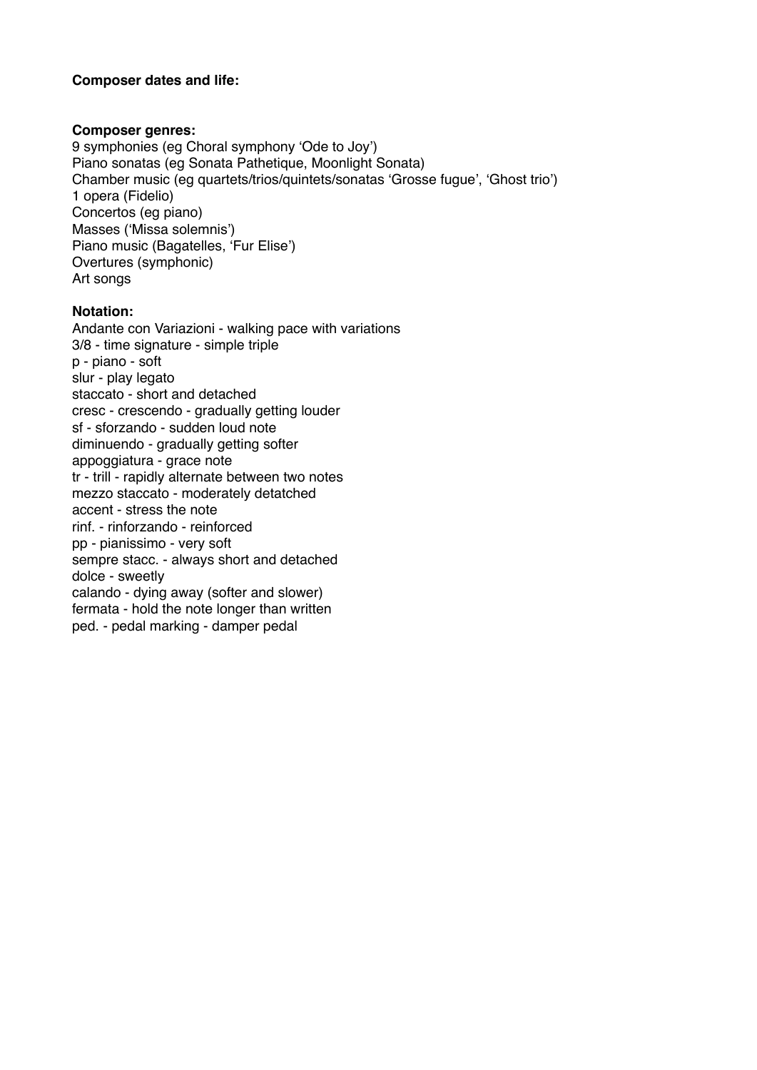**Composer dates and life:**

**Composer genres:**

9 symphonies (eg Choral symphony 'Ode to Joy')
Piano sonatas (eg Sonata Pathetique, Moonlight Sonata)
Chamber music (eg quartets/trios/quintets/sonatas 'Grosse fugue', 'Ghost trio')
1 opera (Fidelio)
Concertos (eg piano)
Masses ('Missa solemnis')
Piano music (Bagatelles, 'Fur Elise')
Overtures (symphonic)
Art songs

**Notation:**

Andante con Variazioni - walking pace with variations
3/8 - time signature - simple triple
p - piano - soft
slur - play legato
staccato - short and detached
cresc - crescendo - gradually getting louder
sf - sforzando - sudden loud note
diminuendo - gradually getting softer
appoggiatura - grace note
tr - trill - rapidly alternate between two notes
mezzo staccato - moderately detatched
accent - stress the note
rinf. - rinforzando - reinforced
pp - pianissimo - very soft
sempre stacc. - always short and detached
dolce - sweetly
calando - dying away (softer and slower)
fermata - hold the note longer than written
ped. - pedal marking - damper pedal